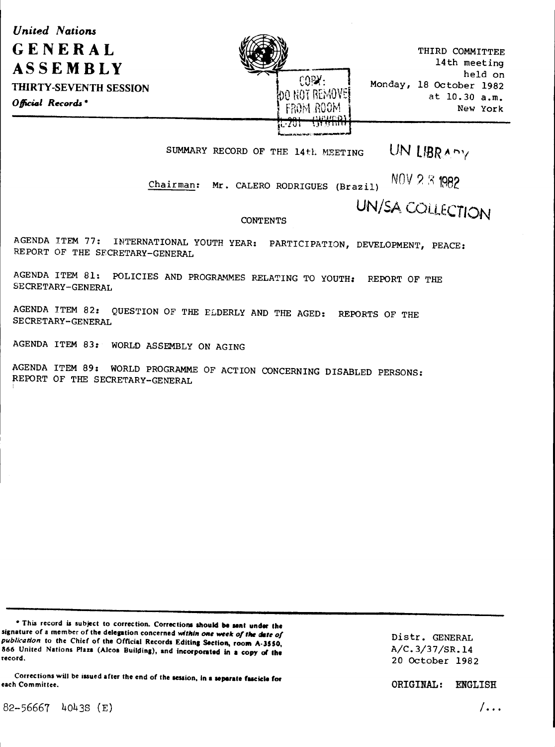*United Nations*

# GENERAL ASSEMBLY

**THIRTY-SEVENTH SESSION**

***Official Records*** *

COPY: DO NOT REMOVE FROM ROOM

THIRD COMMITTEE
14th meeting
held on
Monday, 18 October 1982
at 10.30 a.m.
New York

UN LIBRARY

NOV 23 1982

UN/SA COLLECTION

SUMMARY RECORD OF THE 14th MEETING

Chairman: Mr. CALERO RODRIGUES (Brazil)

CONTENTS

AGENDA ITEM 77: INTERNATIONAL YOUTH YEAR: PARTICIPATION, DEVELOPMENT, PEACE: REPORT OF THE SECRETARY-GENERAL

AGENDA ITEM 81: POLICIES AND PROGRAMMES RELATING TO YOUTH: REPORT OF THE SECRETARY-GENERAL

AGENDA ITEM 82: QUESTION OF THE ELDERLY AND THE AGED: REPORTS OF THE SECRETARY-GENERAL

AGENDA ITEM 83: WORLD ASSEMBLY ON AGING

AGENDA ITEM 89: WORLD PROGRAMME OF ACTION CONCERNING DISABLED PERSONS: REPORT OF THE SECRETARY-GENERAL

---

\* This record is subject to correction. Corrections should be sent under the signature of a member of the delegation concerned *within one week of the date of publication* to the Chief of the Official Records Editing Section, room A-3550, 866 United Nations Plaza (Alcoa Building), and incorporated in a copy of the record.

Corrections will be issued after the end of the session, in a separate fascicle for each Committee.

Distr. GENERAL
A/C.3/37/SR.14
20 October 1982

ORIGINAL: ENGLISH

82-56667 4043S (E)

/...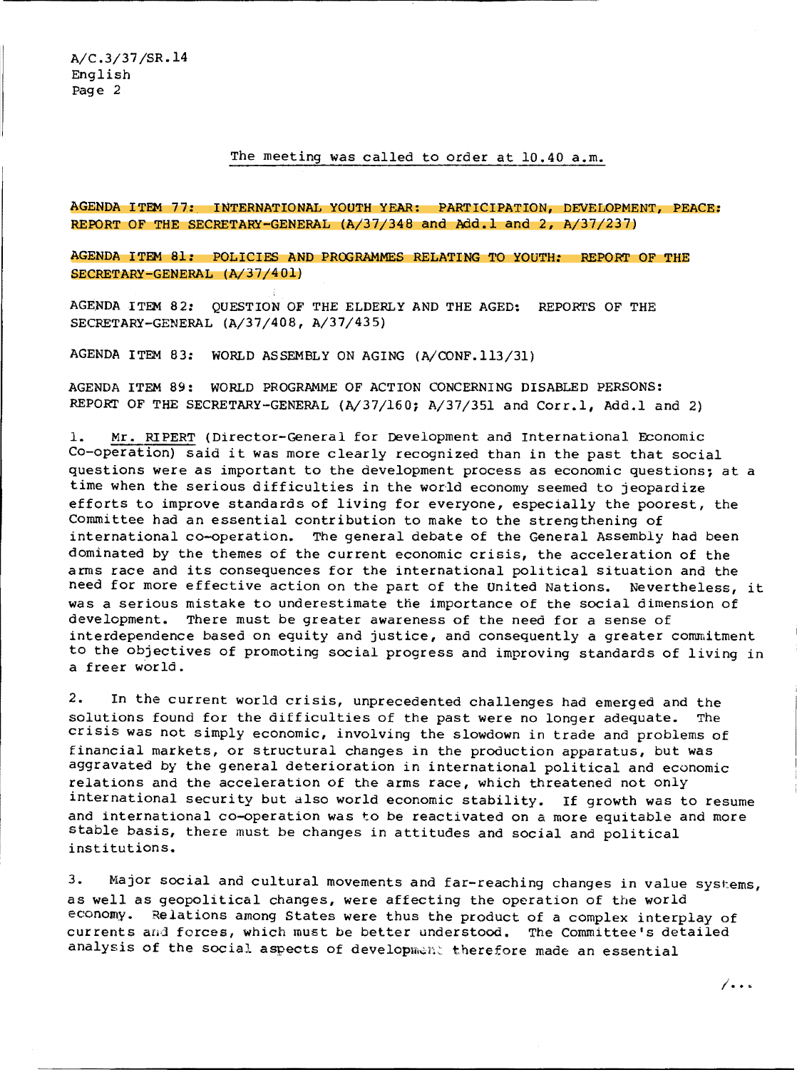The meeting was called to order at 10.40 a.m.

AGENDA ITEM 77: INTERNATIONAL YOUTH YEAR: PARTICIPATION, DEVELOPMENT, PEACE: REPORT OF THE SECRETARY-GENERAL (A/37/348 and Add.1 and 2, A/37/237)

AGENDA ITEM 81: POLICIES AND PROGRAMMES RELATING TO YOUTH: REPORT OF THE SECRETARY-GENERAL (A/37/401)

AGENDA ITEM 82: QUESTION OF THE ELDERLY AND THE AGED: REPORTS OF THE SECRETARY-GENERAL (A/37/408, A/37/435)

AGENDA ITEM 83: WORLD ASSEMBLY ON AGING (A/CONF.113/31)

AGENDA ITEM 89: WORLD PROGRAMME OF ACTION CONCERNING DISABLED PERSONS: REPORT OF THE SECRETARY-GENERAL (A/37/160; A/37/351 and Corr.1, Add.1 and 2)

1. Mr. RIPERT (Director-General for Development and International Economic Co-operation) said it was more clearly recognized than in the past that social questions were as important to the development process as economic questions; at a time when the serious difficulties in the world economy seemed to jeopardize efforts to improve standards of living for everyone, especially the poorest, the Committee had an essential contribution to make to the strengthening of international co-operation. The general debate of the General Assembly had been dominated by the themes of the current economic crisis, the acceleration of the arms race and its consequences for the international political situation and the need for more effective action on the part of the United Nations. Nevertheless, it was a serious mistake to underestimate the importance of the social dimension of development. There must be greater awareness of the need for a sense of interdependence based on equity and justice, and consequently a greater commitment to the objectives of promoting social progress and improving standards of living in a freer world.

2. In the current world crisis, unprecedented challenges had emerged and the solutions found for the difficulties of the past were no longer adequate. The crisis was not simply economic, involving the slowdown in trade and problems of financial markets, or structural changes in the production apparatus, but was aggravated by the general deterioration in international political and economic relations and the acceleration of the arms race, which threatened not only international security but also world economic stability. If growth was to resume and international co-operation was to be reactivated on a more equitable and more stable basis, there must be changes in attitudes and social and political institutions.

3. Major social and cultural movements and far-reaching changes in value systems, as well as geopolitical changes, were affecting the operation of the world economy. Relations among States were thus the product of a complex interplay of currents and forces, which must be better understood. The Committee's detailed analysis of the social aspects of development therefore made an essential

/...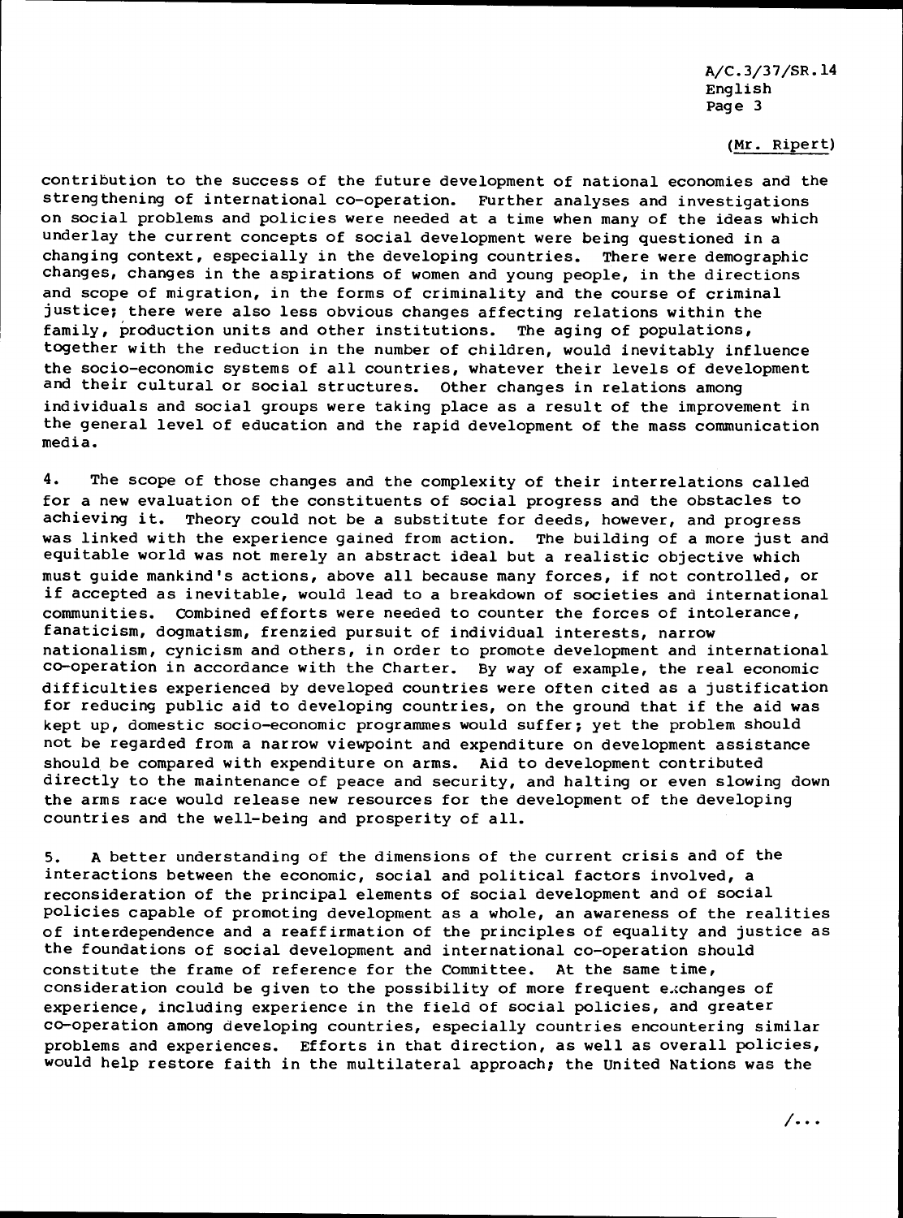(Mr. Ripert)

contribution to the success of the future development of national economies and the strengthening of international co-operation. Further analyses and investigations on social problems and policies were needed at a time when many of the ideas which underlay the current concepts of social development were being questioned in a changing context, especially in the developing countries. There were demographic changes, changes in the aspirations of women and young people, in the directions and scope of migration, in the forms of criminality and the course of criminal justice; there were also less obvious changes affecting relations within the family, production units and other institutions. The aging of populations, together with the reduction in the number of children, would inevitably influence the socio-economic systems of all countries, whatever their levels of development and their cultural or social structures. Other changes in relations among individuals and social groups were taking place as a result of the improvement in the general level of education and the rapid development of the mass communication media.

4. The scope of those changes and the complexity of their interrelations called for a new evaluation of the constituents of social progress and the obstacles to achieving it. Theory could not be a substitute for deeds, however, and progress was linked with the experience gained from action. The building of a more just and equitable world was not merely an abstract ideal but a realistic objective which must guide mankind's actions, above all because many forces, if not controlled, or if accepted as inevitable, would lead to a breakdown of societies and international communities. Combined efforts were needed to counter the forces of intolerance, fanaticism, dogmatism, frenzied pursuit of individual interests, narrow nationalism, cynicism and others, in order to promote development and international co-operation in accordance with the Charter. By way of example, the real economic difficulties experienced by developed countries were often cited as a justification for reducing public aid to developing countries, on the ground that if the aid was kept up, domestic socio-economic programmes would suffer; yet the problem should not be regarded from a narrow viewpoint and expenditure on development assistance should be compared with expenditure on arms. Aid to development contributed directly to the maintenance of peace and security, and halting or even slowing down the arms race would release new resources for the development of the developing countries and the well-being and prosperity of all.

5. A better understanding of the dimensions of the current crisis and of the interactions between the economic, social and political factors involved, a reconsideration of the principal elements of social development and of social policies capable of promoting development as a whole, an awareness of the realities of interdependence and a reaffirmation of the principles of equality and justice as the foundations of social development and international co-operation should constitute the frame of reference for the Committee. At the same time, consideration could be given to the possibility of more frequent exchanges of experience, including experience in the field of social policies, and greater co-operation among developing countries, especially countries encountering similar problems and experiences. Efforts in that direction, as well as overall policies, would help restore faith in the multilateral approach; the United Nations was the

/...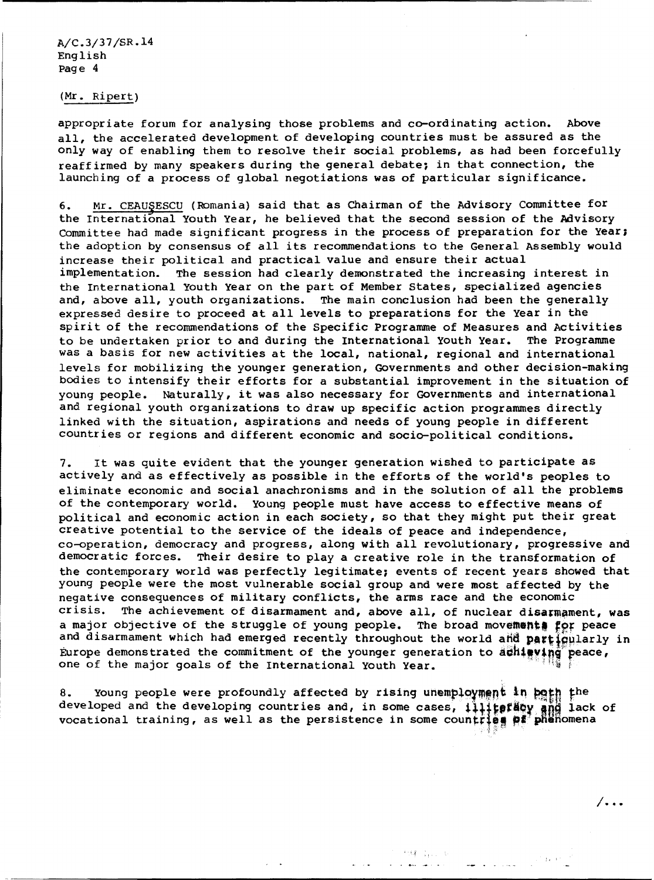(Mr. Ripert)

appropriate forum for analysing those problems and co-ordinating action. Above all, the accelerated development of developing countries must be assured as the only way of enabling them to resolve their social problems, as had been forcefully reaffirmed by many speakers during the general debate; in that connection, the launching of a process of global negotiations was of particular significance.

6. Mr. CEAUŞESCU (Romania) said that as Chairman of the Advisory Committee for the International Youth Year, he believed that the second session of the Advisory Committee had made significant progress in the process of preparation for the Year; the adoption by consensus of all its recommendations to the General Assembly would increase their political and practical value and ensure their actual implementation. The session had clearly demonstrated the increasing interest in the International Youth Year on the part of Member States, specialized agencies and, above all, youth organizations. The main conclusion had been the generally expressed desire to proceed at all levels to preparations for the Year in the spirit of the recommendations of the Specific Programme of Measures and Activities to be undertaken prior to and during the International Youth Year. The Programme was a basis for new activities at the local, national, regional and international levels for mobilizing the younger generation, Governments and other decision-making bodies to intensify their efforts for a substantial improvement in the situation of young people. Naturally, it was also necessary for Governments and international and regional youth organizations to draw up specific action programmes directly linked with the situation, aspirations and needs of young people in different countries or regions and different economic and socio-political conditions.

7. It was quite evident that the younger generation wished to participate as actively and as effectively as possible in the efforts of the world's peoples to eliminate economic and social anachronisms and in the solution of all the problems of the contemporary world. Young people must have access to effective means of political and economic action in each society, so that they might put their great creative potential to the service of the ideals of peace and independence, co-operation, democracy and progress, along with all revolutionary, progressive and democratic forces. Their desire to play a creative role in the transformation of the contemporary world was perfectly legitimate; events of recent years showed that young people were the most vulnerable social group and were most affected by the negative consequences of military conflicts, the arms race and the economic crisis. The achievement of disarmament and, above all, of nuclear disarmament, was a major objective of the struggle of young people. The broad movements for peace and disarmament which had emerged recently throughout the world and particularly in Europe demonstrated the commitment of the younger generation to achieving peace, one of the major goals of the International Youth Year.

8. Young people were profoundly affected by rising unemployment in both the developed and the developing countries and, in some cases, illiteracy and lack of vocational training, as well as the persistence in some countries of phenomena

/...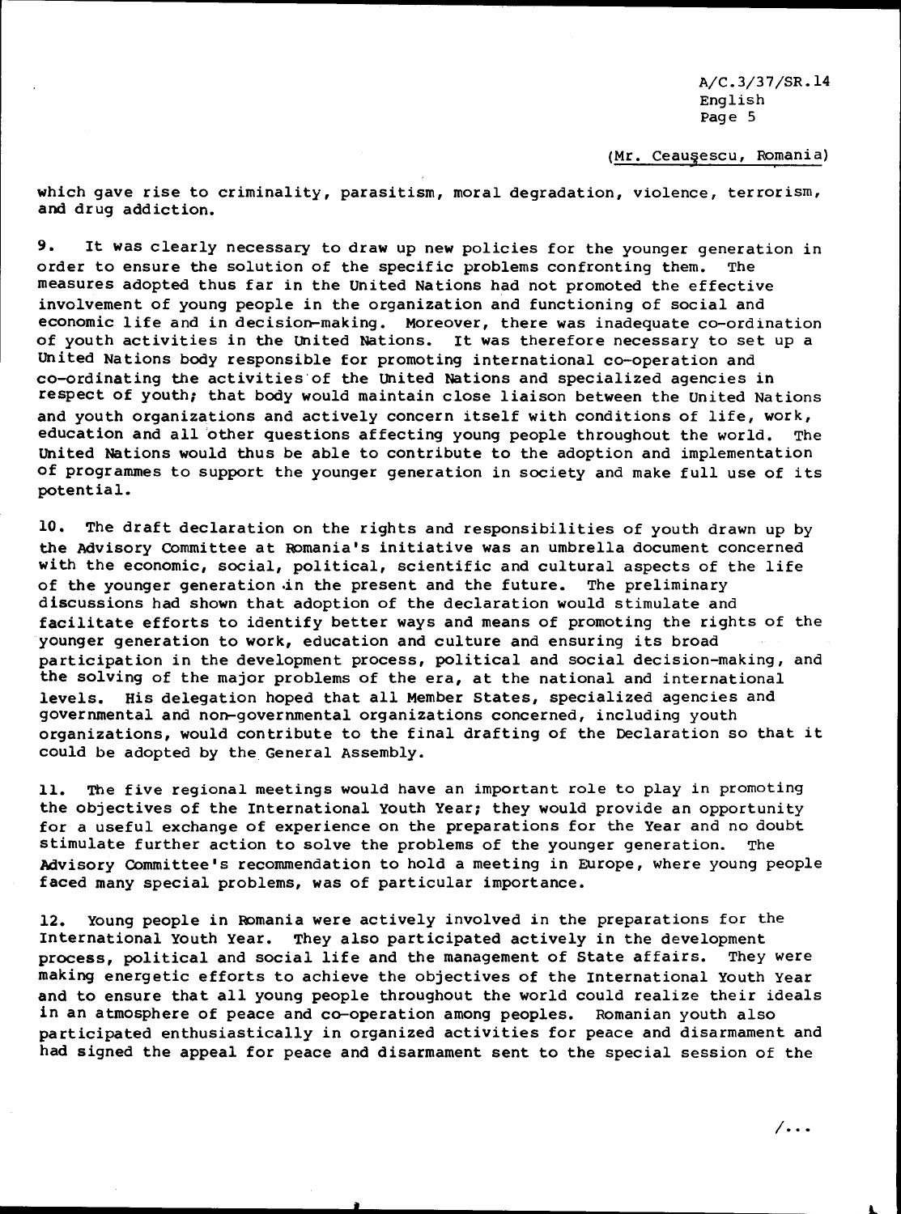(Mr. Ceauşescu, Romania)

which gave rise to criminality, parasitism, moral degradation, violence, terrorism, and drug addiction.

9. It was clearly necessary to draw up new policies for the younger generation in order to ensure the solution of the specific problems confronting them. The measures adopted thus far in the United Nations had not promoted the effective involvement of young people in the organization and functioning of social and economic life and in decision-making. Moreover, there was inadequate co-ordination of youth activities in the United Nations. It was therefore necessary to set up a United Nations body responsible for promoting international co-operation and co-ordinating the activities of the United Nations and specialized agencies in respect of youth; that body would maintain close liaison between the United Nations and youth organizations and actively concern itself with conditions of life, work, education and all other questions affecting young people throughout the world. The United Nations would thus be able to contribute to the adoption and implementation of programmes to support the younger generation in society and make full use of its potential.

10. The draft declaration on the rights and responsibilities of youth drawn up by the Advisory Committee at Romania's initiative was an umbrella document concerned with the economic, social, political, scientific and cultural aspects of the life of the younger generation in the present and the future. The preliminary discussions had shown that adoption of the declaration would stimulate and facilitate efforts to identify better ways and means of promoting the rights of the younger generation to work, education and culture and ensuring its broad participation in the development process, political and social decision-making, and the solving of the major problems of the era, at the national and international levels. His delegation hoped that all Member States, specialized agencies and governmental and non-governmental organizations concerned, including youth organizations, would contribute to the final drafting of the Declaration so that it could be adopted by the General Assembly.

11. The five regional meetings would have an important role to play in promoting the objectives of the International Youth Year; they would provide an opportunity for a useful exchange of experience on the preparations for the Year and no doubt stimulate further action to solve the problems of the younger generation. The Advisory Committee's recommendation to hold a meeting in Europe, where young people faced many special problems, was of particular importance.

12. Young people in Romania were actively involved in the preparations for the International Youth Year. They also participated actively in the development process, political and social life and the management of State affairs. They were making energetic efforts to achieve the objectives of the International Youth Year and to ensure that all young people throughout the world could realize their ideals in an atmosphere of peace and co-operation among peoples. Romanian youth also participated enthusiastically in organized activities for peace and disarmament and had signed the appeal for peace and disarmament sent to the special session of the

/...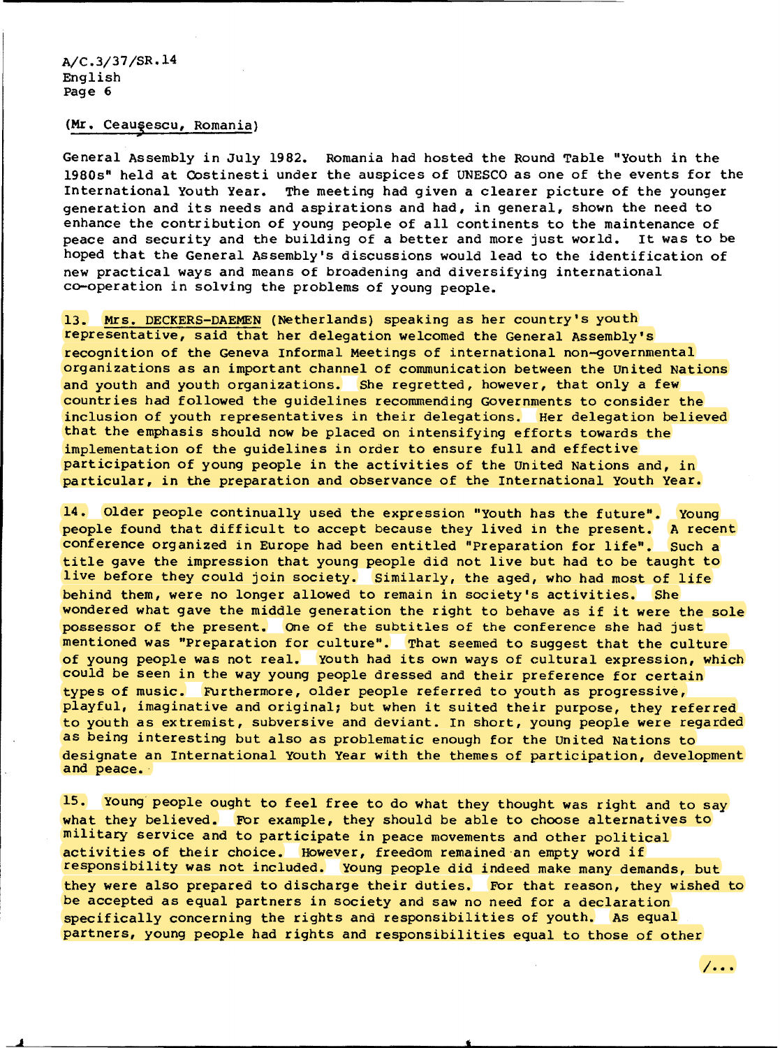(Mr. Ceauşescu, Romania)

General Assembly in July 1982. Romania had hosted the Round Table "Youth in the 1980s" held at Costinesti under the auspices of UNESCO as one of the events for the International Youth Year. The meeting had given a clearer picture of the younger generation and its needs and aspirations and had, in general, shown the need to enhance the contribution of young people of all continents to the maintenance of peace and security and the building of a better and more just world. It was to be hoped that the General Assembly's discussions would lead to the identification of new practical ways and means of broadening and diversifying international co-operation in solving the problems of young people.

13. Mrs. DECKERS-DAEMEN (Netherlands) speaking as her country's youth representative, said that her delegation welcomed the General Assembly's recognition of the Geneva Informal Meetings of international non-governmental organizations as an important channel of communication between the United Nations and youth and youth organizations. She regretted, however, that only a few countries had followed the guidelines recommending Governments to consider the inclusion of youth representatives in their delegations. Her delegation believed that the emphasis should now be placed on intensifying efforts towards the implementation of the guidelines in order to ensure full and effective participation of young people in the activities of the United Nations and, in particular, in the preparation and observance of the International Youth Year.

14. Older people continually used the expression "Youth has the future". Young people found that difficult to accept because they lived in the present. A recent conference organized in Europe had been entitled "Preparation for life". Such a title gave the impression that young people did not live but had to be taught to live before they could join society. Similarly, the aged, who had most of life behind them, were no longer allowed to remain in society's activities. She wondered what gave the middle generation the right to behave as if it were the sole possessor of the present. One of the subtitles of the conference she had just mentioned was "Preparation for culture". That seemed to suggest that the culture of young people was not real. Youth had its own ways of cultural expression, which could be seen in the way young people dressed and their preference for certain types of music. Furthermore, older people referred to youth as progressive, playful, imaginative and original; but when it suited their purpose, they referred to youth as extremist, subversive and deviant. In short, young people were regarded as being interesting but also as problematic enough for the United Nations to designate an International Youth Year with the themes of participation, development and peace.

15. Young people ought to feel free to do what they thought was right and to say what they believed. For example, they should be able to choose alternatives to military service and to participate in peace movements and other political activities of their choice. However, freedom remained an empty word if responsibility was not included. Young people did indeed make many demands, but they were also prepared to discharge their duties. For that reason, they wished to be accepted as equal partners in society and saw no need for a declaration specifically concerning the rights and responsibilities of youth. As equal partners, young people had rights and responsibilities equal to those of other

/...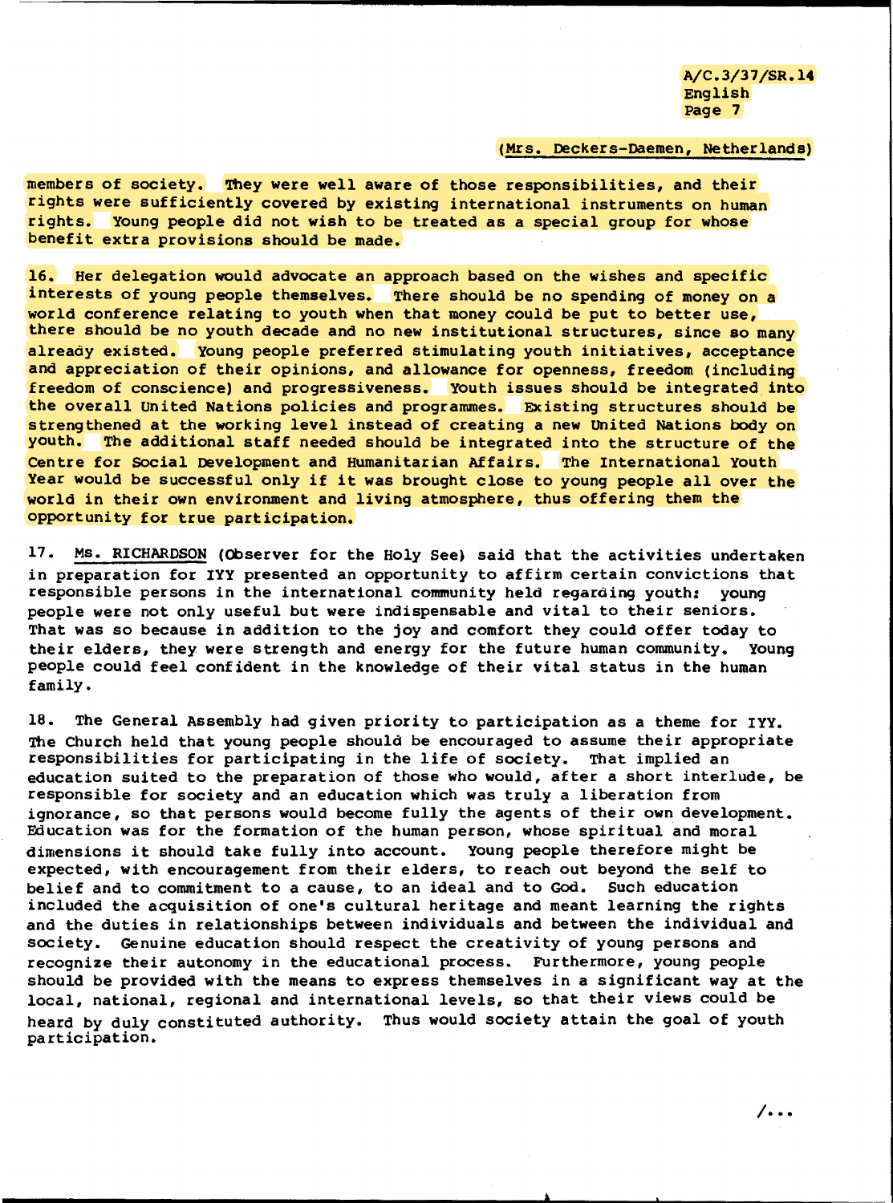(Mrs. Deckers-Daemen, Netherlands)

members of society. They were well aware of those responsibilities, and their rights were sufficiently covered by existing international instruments on human rights. Young people did not wish to be treated as a special group for whose benefit extra provisions should be made.

16. Her delegation would advocate an approach based on the wishes and specific interests of young people themselves. There should be no spending of money on a world conference relating to youth when that money could be put to better use, there should be no youth decade and no new institutional structures, since so many already existed. Young people preferred stimulating youth initiatives, acceptance and appreciation of their opinions, and allowance for openness, freedom (including freedom of conscience) and progressiveness. Youth issues should be integrated into the overall United Nations policies and programmes. Existing structures should be strengthened at the working level instead of creating a new United Nations body on youth. The additional staff needed should be integrated into the structure of the Centre for Social Development and Humanitarian Affairs. The International Youth Year would be successful only if it was brought close to young people all over the world in their own environment and living atmosphere, thus offering them the opportunity for true participation.

17. Ms. RICHARDSON (Observer for the Holy See) said that the activities undertaken in preparation for IYY presented an opportunity to affirm certain convictions that responsible persons in the international community held regarding youth: young people were not only useful but were indispensable and vital to their seniors. That was so because in addition to the joy and comfort they could offer today to their elders, they were strength and energy for the future human community. Young people could feel confident in the knowledge of their vital status in the human family.

18. The General Assembly had given priority to participation as a theme for IYY. The Church held that young people should be encouraged to assume their appropriate responsibilities for participating in the life of society. That implied an education suited to the preparation of those who would, after a short interlude, be responsible for society and an education which was truly a liberation from ignorance, so that persons would become fully the agents of their own development. Education was for the formation of the human person, whose spiritual and moral dimensions it should take fully into account. Young people therefore might be expected, with encouragement from their elders, to reach out beyond the self to belief and to commitment to a cause, to an ideal and to God. Such education included the acquisition of one's cultural heritage and meant learning the rights and the duties in relationships between individuals and between the individual and society. Genuine education should respect the creativity of young persons and recognize their autonomy in the educational process. Furthermore, young people should be provided with the means to express themselves in a significant way at the local, national, regional and international levels, so that their views could be heard by duly constituted authority. Thus would society attain the goal of youth participation.

/...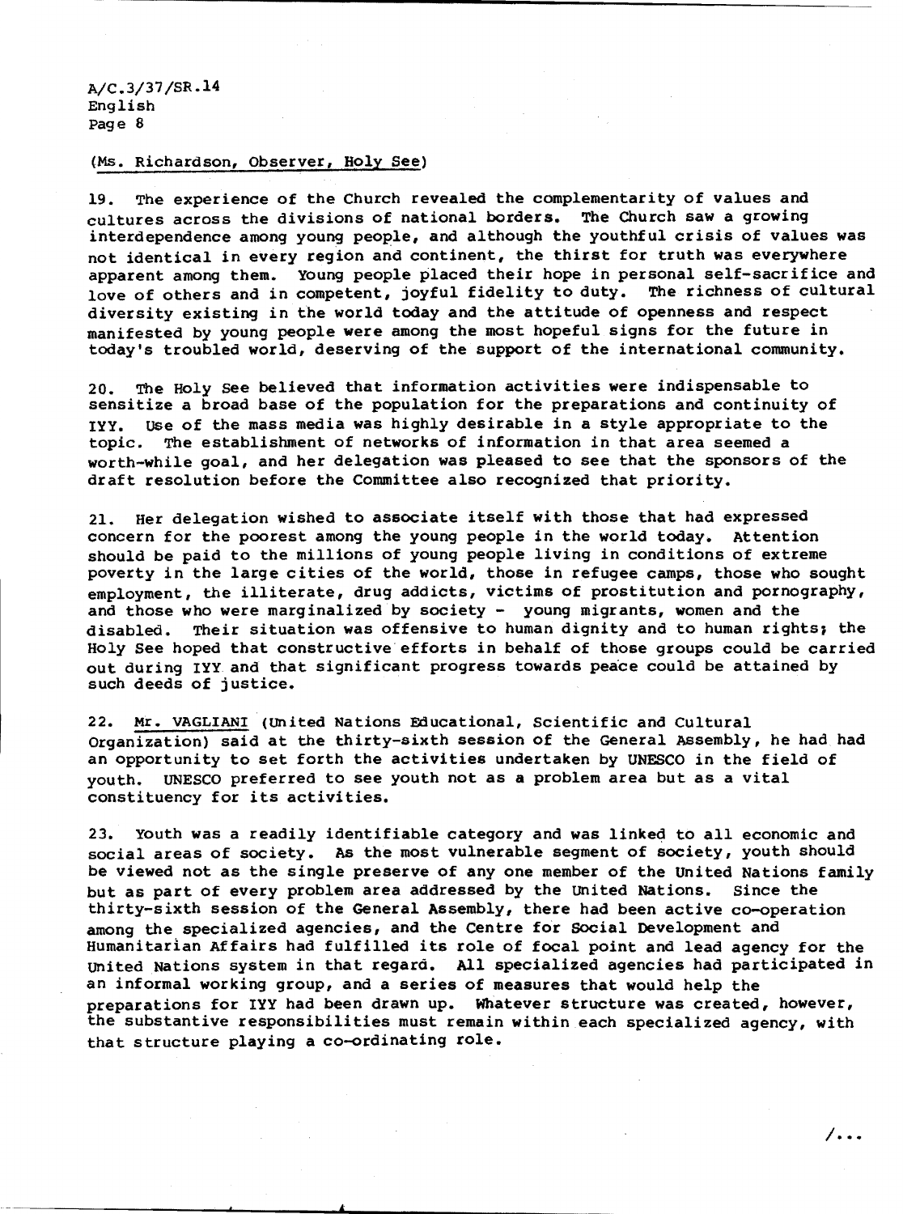(Ms. Richardson, Observer, Holy See)

19. The experience of the Church revealed the complementarity of values and cultures across the divisions of national borders. The Church saw a growing interdependence among young people, and although the youthful crisis of values was not identical in every region and continent, the thirst for truth was everywhere apparent among them. Young people placed their hope in personal self-sacrifice and love of others and in competent, joyful fidelity to duty. The richness of cultural diversity existing in the world today and the attitude of openness and respect manifested by young people were among the most hopeful signs for the future in today's troubled world, deserving of the support of the international community.

20. The Holy See believed that information activities were indispensable to sensitize a broad base of the population for the preparations and continuity of IYY. Use of the mass media was highly desirable in a style appropriate to the topic. The establishment of networks of information in that area seemed a worth-while goal, and her delegation was pleased to see that the sponsors of the draft resolution before the Committee also recognized that priority.

21. Her delegation wished to associate itself with those that had expressed concern for the poorest among the young people in the world today. Attention should be paid to the millions of young people living in conditions of extreme poverty in the large cities of the world, those in refugee camps, those who sought employment, the illiterate, drug addicts, victims of prostitution and pornography, and those who were marginalized by society - young migrants, women and the disabled. Their situation was offensive to human dignity and to human rights; the Holy See hoped that constructive efforts in behalf of those groups could be carried out during IYY and that significant progress towards peace could be attained by such deeds of justice.

22. Mr. VAGLIANI (United Nations Educational, Scientific and Cultural Organization) said at the thirty-sixth session of the General Assembly, he had had an opportunity to set forth the activities undertaken by UNESCO in the field of youth. UNESCO preferred to see youth not as a problem area but as a vital constituency for its activities.

23. Youth was a readily identifiable category and was linked to all economic and social areas of society. As the most vulnerable segment of society, youth should be viewed not as the single preserve of any one member of the United Nations family but as part of every problem area addressed by the United Nations. Since the thirty-sixth session of the General Assembly, there had been active co-operation among the specialized agencies, and the Centre for Social Development and Humanitarian Affairs had fulfilled its role of focal point and lead agency for the United Nations system in that regard. All specialized agencies had participated in an informal working group, and a series of measures that would help the preparations for IYY had been drawn up. Whatever structure was created, however, the substantive responsibilities must remain within each specialized agency, with that structure playing a co-ordinating role.

/...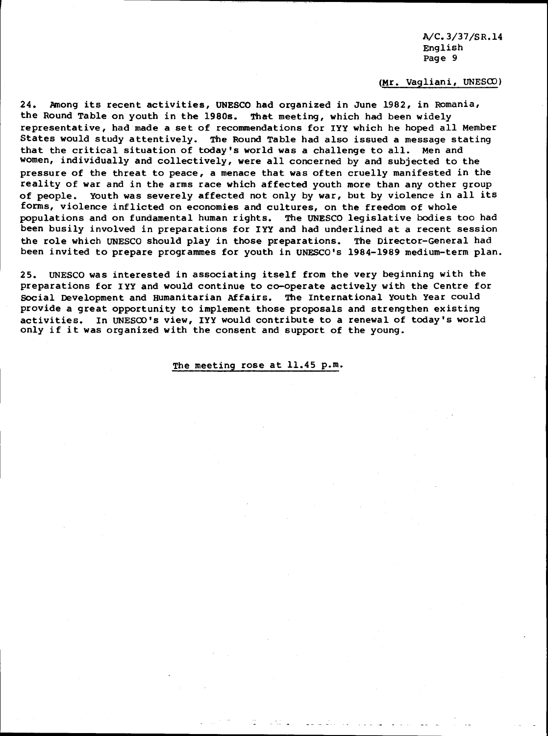(Mr. Vagliani, UNESCO)

24. Among its recent activities, UNESCO had organized in June 1982, in Romania, the Round Table on youth in the 1980s. That meeting, which had been widely representative, had made a set of recommendations for IYY which he hoped all Member States would study attentively. The Round Table had also issued a message stating that the critical situation of today's world was a challenge to all. Men and women, individually and collectively, were all concerned by and subjected to the pressure of the threat to peace, a menace that was often cruelly manifested in the reality of war and in the arms race which affected youth more than any other group of people. Youth was severely affected not only by war, but by violence in all its forms, violence inflicted on economies and cultures, on the freedom of whole populations and on fundamental human rights. The UNESCO legislative bodies too had been busily involved in preparations for IYY and had underlined at a recent session the role which UNESCO should play in those preparations. The Director-General had been invited to prepare programmes for youth in UNESCO's 1984-1989 medium-term plan.

25. UNESCO was interested in associating itself from the very beginning with the preparations for IYY and would continue to co-operate actively with the Centre for Social Development and Humanitarian Affairs. The International Youth Year could provide a great opportunity to implement those proposals and strengthen existing activities. In UNESCO's view, IYY would contribute to a renewal of today's world only if it was organized with the consent and support of the young.

The meeting rose at 11.45 p.m.